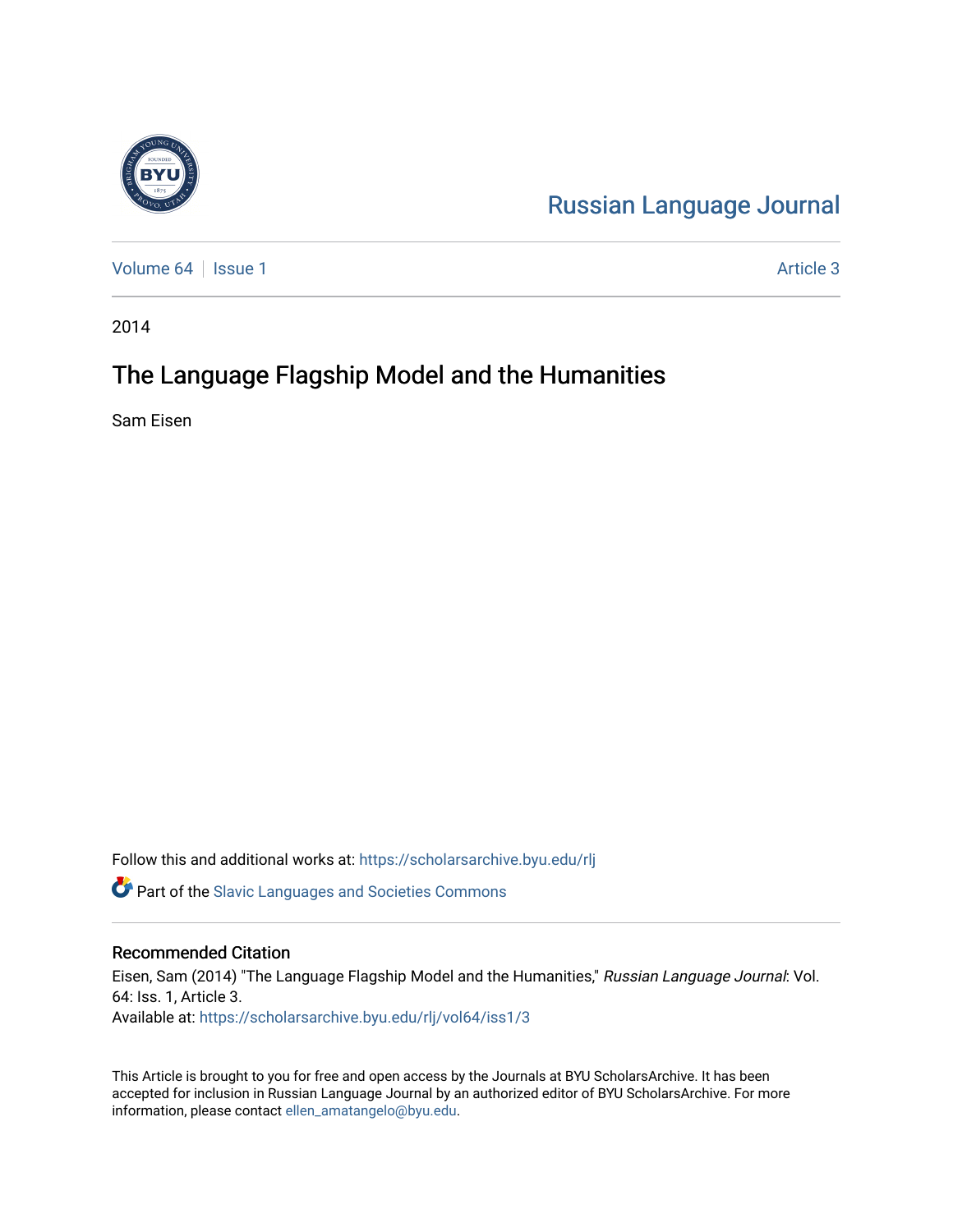# Russian Language Journal

Volume 64 | Issue 1 | Article 3

2014

## The Language Flagship Model and the Humanities

Sam Eisen

Follow this and additional works at: https://scholarsarchive.byu.edu/rlj

Part of the Slavic Languages and Societies Commons

### Recommended Citation

Eisen, Sam (2014) "The Language Flagship Model and the Humanities," *Russian Language Journal*: Vol. 64: Iss. 1, Article 3.

Available at: https://scholarsarchive.byu.edu/rlj/vol64/iss1/3

This Article is brought to you for free and open access by the Journals at BYU ScholarsArchive. It has been accepted for inclusion in Russian Language Journal by an authorized editor of BYU ScholarsArchive. For more information, please contact ellen_amatangelo@byu.edu.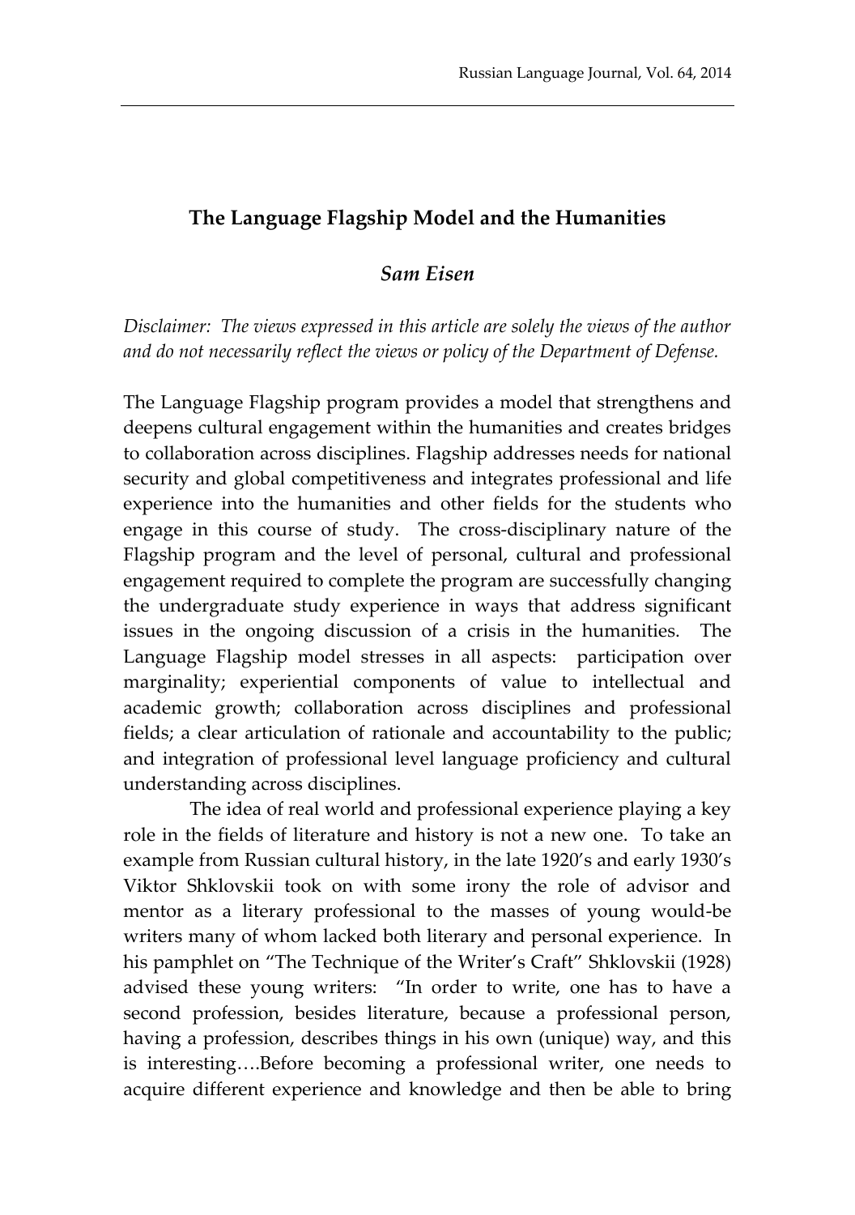# The Language Flagship Model and the Humanities

***Sam Eisen***

*Disclaimer: The views expressed in this article are solely the views of the author and do not necessarily reflect the views or policy of the Department of Defense.*

The Language Flagship program provides a model that strengthens and deepens cultural engagement within the humanities and creates bridges to collaboration across disciplines. Flagship addresses needs for national security and global competitiveness and integrates professional and life experience into the humanities and other fields for the students who engage in this course of study. The cross-disciplinary nature of the Flagship program and the level of personal, cultural and professional engagement required to complete the program are successfully changing the undergraduate study experience in ways that address significant issues in the ongoing discussion of a crisis in the humanities. The Language Flagship model stresses in all aspects: participation over marginality; experiential components of value to intellectual and academic growth; collaboration across disciplines and professional fields; a clear articulation of rationale and accountability to the public; and integration of professional level language proficiency and cultural understanding across disciplines.

The idea of real world and professional experience playing a key role in the fields of literature and history is not a new one. To take an example from Russian cultural history, in the late 1920's and early 1930's Viktor Shklovskii took on with some irony the role of advisor and mentor as a literary professional to the masses of young would-be writers many of whom lacked both literary and personal experience. In his pamphlet on "The Technique of the Writer's Craft" Shklovskii (1928) advised these young writers: "In order to write, one has to have a second profession, besides literature, because a professional person, having a profession, describes things in his own (unique) way, and this is interesting….Before becoming a professional writer, one needs to acquire different experience and knowledge and then be able to bring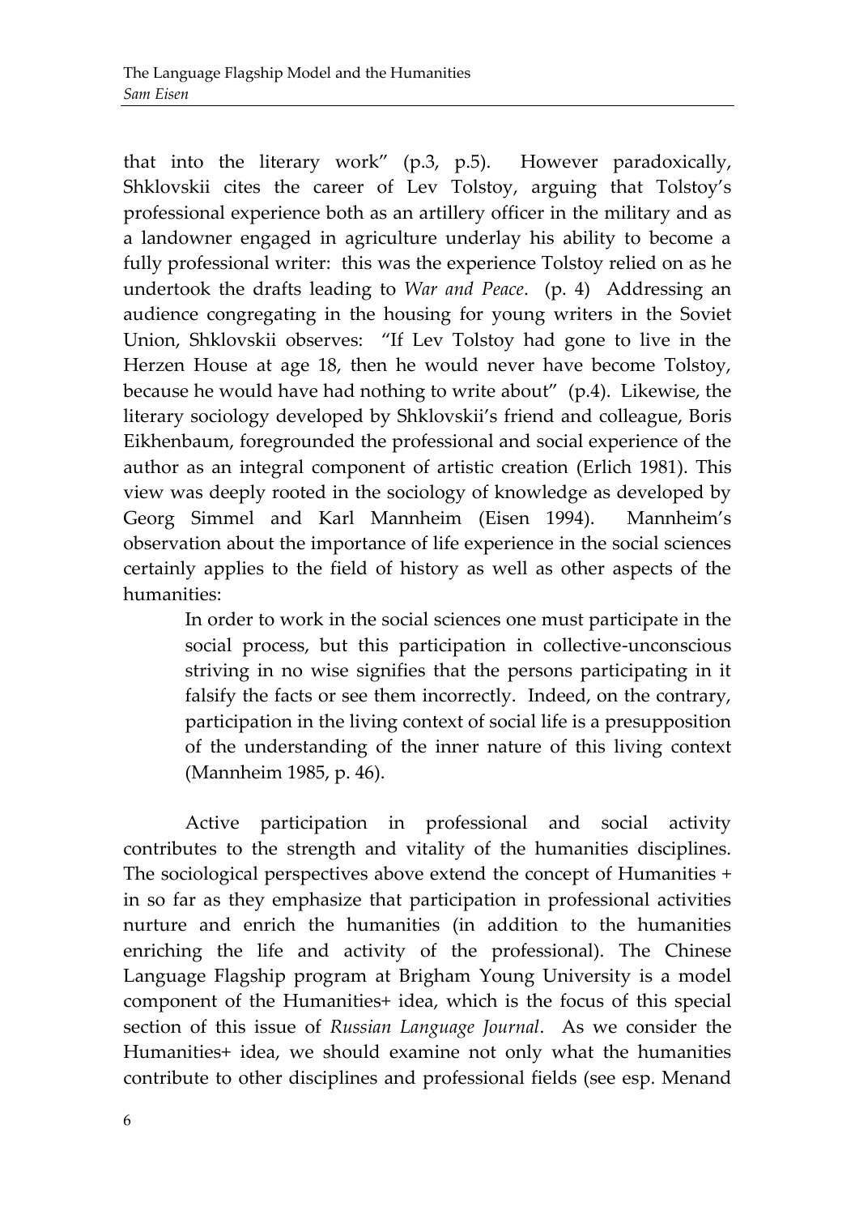that into the literary work" (p.3, p.5). However paradoxically, Shklovskii cites the career of Lev Tolstoy, arguing that Tolstoy's professional experience both as an artillery officer in the military and as a landowner engaged in agriculture underlay his ability to become a fully professional writer: this was the experience Tolstoy relied on as he undertook the drafts leading to *War and Peace*. (p. 4) Addressing an audience congregating in the housing for young writers in the Soviet Union, Shklovskii observes: "If Lev Tolstoy had gone to live in the Herzen House at age 18, then he would never have become Tolstoy, because he would have had nothing to write about" (p.4). Likewise, the literary sociology developed by Shklovskii's friend and colleague, Boris Eikhenbaum, foregrounded the professional and social experience of the author as an integral component of artistic creation (Erlich 1981). This view was deeply rooted in the sociology of knowledge as developed by Georg Simmel and Karl Mannheim (Eisen 1994). Mannheim's observation about the importance of life experience in the social sciences certainly applies to the field of history as well as other aspects of the humanities:

> In order to work in the social sciences one must participate in the social process, but this participation in collective-unconscious striving in no wise signifies that the persons participating in it falsify the facts or see them incorrectly. Indeed, on the contrary, participation in the living context of social life is a presupposition of the understanding of the inner nature of this living context (Mannheim 1985, p. 46).

Active participation in professional and social activity contributes to the strength and vitality of the humanities disciplines. The sociological perspectives above extend the concept of Humanities + in so far as they emphasize that participation in professional activities nurture and enrich the humanities (in addition to the humanities enriching the life and activity of the professional). The Chinese Language Flagship program at Brigham Young University is a model component of the Humanities+ idea, which is the focus of this special section of this issue of *Russian Language Journal*. As we consider the Humanities+ idea, we should examine not only what the humanities contribute to other disciplines and professional fields (see esp. Menand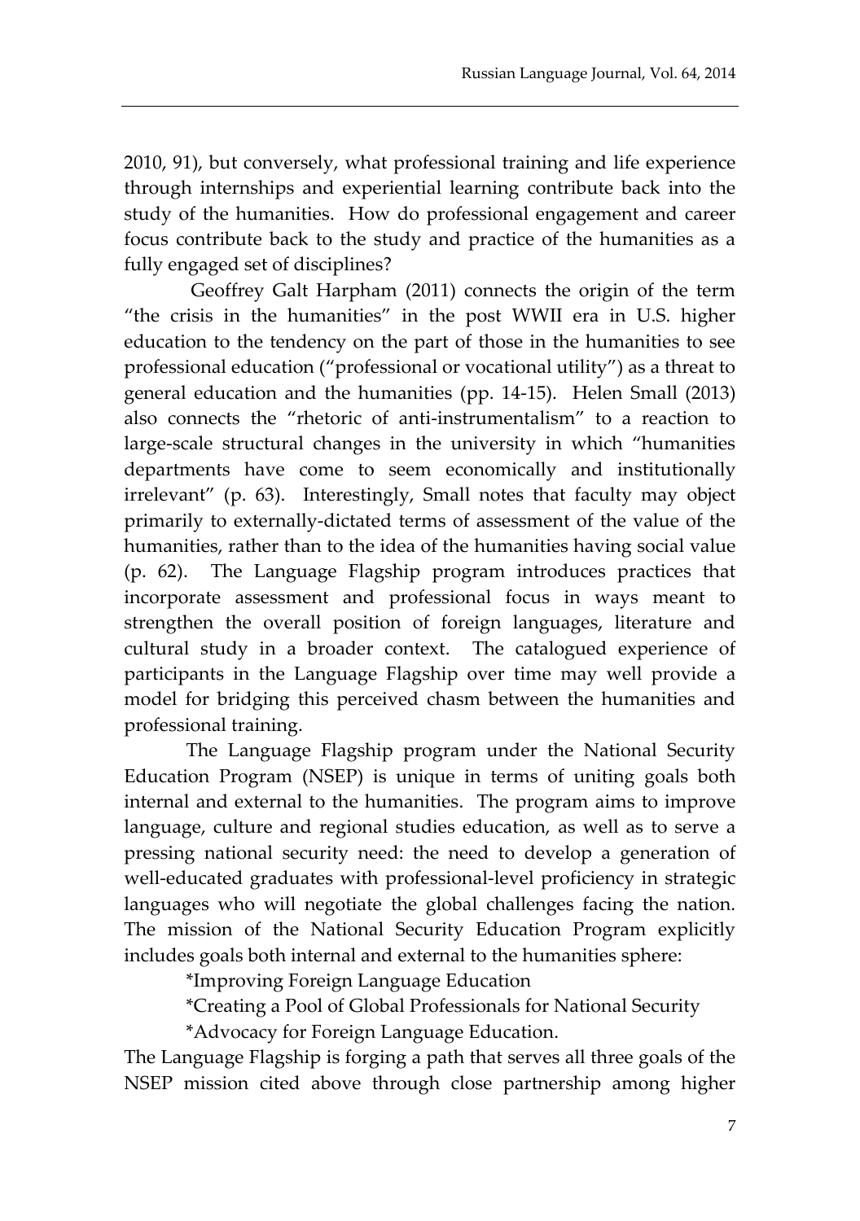2010, 91), but conversely, what professional training and life experience through internships and experiential learning contribute back into the study of the humanities. How do professional engagement and career focus contribute back to the study and practice of the humanities as a fully engaged set of disciplines?

Geoffrey Galt Harpham (2011) connects the origin of the term "the crisis in the humanities" in the post WWII era in U.S. higher education to the tendency on the part of those in the humanities to see professional education ("professional or vocational utility") as a threat to general education and the humanities (pp. 14-15). Helen Small (2013) also connects the "rhetoric of anti-instrumentalism" to a reaction to large-scale structural changes in the university in which "humanities departments have come to seem economically and institutionally irrelevant" (p. 63). Interestingly, Small notes that faculty may object primarily to externally-dictated terms of assessment of the value of the humanities, rather than to the idea of the humanities having social value (p. 62). The Language Flagship program introduces practices that incorporate assessment and professional focus in ways meant to strengthen the overall position of foreign languages, literature and cultural study in a broader context. The catalogued experience of participants in the Language Flagship over time may well provide a model for bridging this perceived chasm between the humanities and professional training.

The Language Flagship program under the National Security Education Program (NSEP) is unique in terms of uniting goals both internal and external to the humanities. The program aims to improve language, culture and regional studies education, as well as to serve a pressing national security need: the need to develop a generation of well-educated graduates with professional-level proficiency in strategic languages who will negotiate the global challenges facing the nation. The mission of the National Security Education Program explicitly includes goals both internal and external to the humanities sphere:

*Improving Foreign Language Education

*Creating a Pool of Global Professionals for National Security

*Advocacy for Foreign Language Education.

The Language Flagship is forging a path that serves all three goals of the NSEP mission cited above through close partnership among higher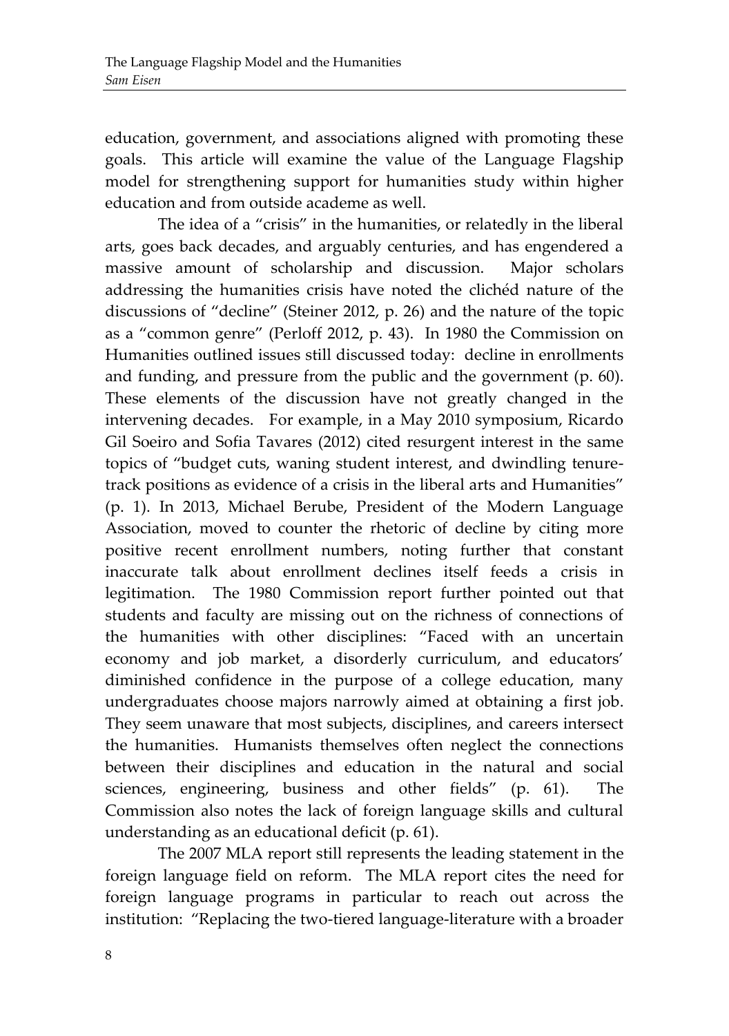education, government, and associations aligned with promoting these goals. This article will examine the value of the Language Flagship model for strengthening support for humanities study within higher education and from outside academe as well.

The idea of a "crisis" in the humanities, or relatedly in the liberal arts, goes back decades, and arguably centuries, and has engendered a massive amount of scholarship and discussion. Major scholars addressing the humanities crisis have noted the clichéd nature of the discussions of "decline" (Steiner 2012, p. 26) and the nature of the topic as a "common genre" (Perloff 2012, p. 43). In 1980 the Commission on Humanities outlined issues still discussed today: decline in enrollments and funding, and pressure from the public and the government (p. 60). These elements of the discussion have not greatly changed in the intervening decades. For example, in a May 2010 symposium, Ricardo Gil Soeiro and Sofia Tavares (2012) cited resurgent interest in the same topics of "budget cuts, waning student interest, and dwindling tenure-track positions as evidence of a crisis in the liberal arts and Humanities" (p. 1). In 2013, Michael Berube, President of the Modern Language Association, moved to counter the rhetoric of decline by citing more positive recent enrollment numbers, noting further that constant inaccurate talk about enrollment declines itself feeds a crisis in legitimation. The 1980 Commission report further pointed out that students and faculty are missing out on the richness of connections of the humanities with other disciplines: "Faced with an uncertain economy and job market, a disorderly curriculum, and educators' diminished confidence in the purpose of a college education, many undergraduates choose majors narrowly aimed at obtaining a first job. They seem unaware that most subjects, disciplines, and careers intersect the humanities. Humanists themselves often neglect the connections between their disciplines and education in the natural and social sciences, engineering, business and other fields" (p. 61). The Commission also notes the lack of foreign language skills and cultural understanding as an educational deficit (p. 61).

The 2007 MLA report still represents the leading statement in the foreign language field on reform. The MLA report cites the need for foreign language programs in particular to reach out across the institution: "Replacing the two-tiered language-literature with a broader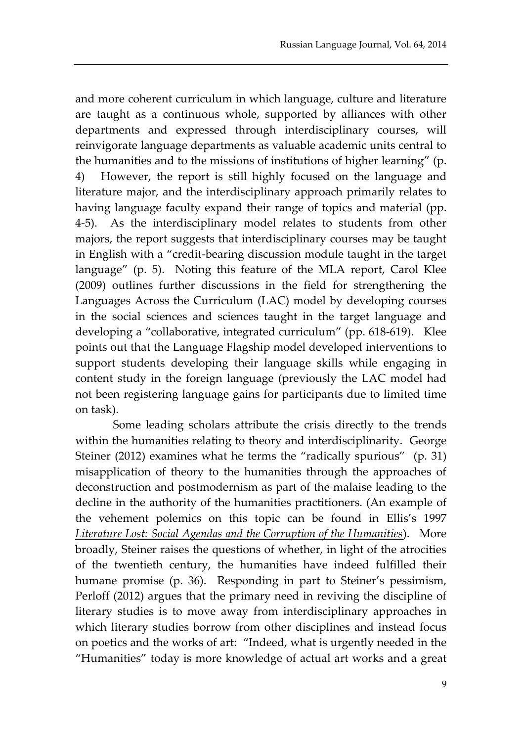and more coherent curriculum in which language, culture and literature are taught as a continuous whole, supported by alliances with other departments and expressed through interdisciplinary courses, will reinvigorate language departments as valuable academic units central to the humanities and to the missions of institutions of higher learning" (p. 4) However, the report is still highly focused on the language and literature major, and the interdisciplinary approach primarily relates to having language faculty expand their range of topics and material (pp. 4-5). As the interdisciplinary model relates to students from other majors, the report suggests that interdisciplinary courses may be taught in English with a "credit-bearing discussion module taught in the target language" (p. 5). Noting this feature of the MLA report, Carol Klee (2009) outlines further discussions in the field for strengthening the Languages Across the Curriculum (LAC) model by developing courses in the social sciences and sciences taught in the target language and developing a "collaborative, integrated curriculum" (pp. 618-619). Klee points out that the Language Flagship model developed interventions to support students developing their language skills while engaging in content study in the foreign language (previously the LAC model had not been registering language gains for participants due to limited time on task).

Some leading scholars attribute the crisis directly to the trends within the humanities relating to theory and interdisciplinarity. George Steiner (2012) examines what he terms the "radically spurious" (p. 31) misapplication of theory to the humanities through the approaches of deconstruction and postmodernism as part of the malaise leading to the decline in the authority of the humanities practitioners. (An example of the vehement polemics on this topic can be found in Ellis's 1997 *Literature Lost: Social Agendas and the Corruption of the Humanities*). More broadly, Steiner raises the questions of whether, in light of the atrocities of the twentieth century, the humanities have indeed fulfilled their humane promise (p. 36). Responding in part to Steiner's pessimism, Perloff (2012) argues that the primary need in reviving the discipline of literary studies is to move away from interdisciplinary approaches in which literary studies borrow from other disciplines and instead focus on poetics and the works of art: "Indeed, what is urgently needed in the "Humanities" today is more knowledge of actual art works and a great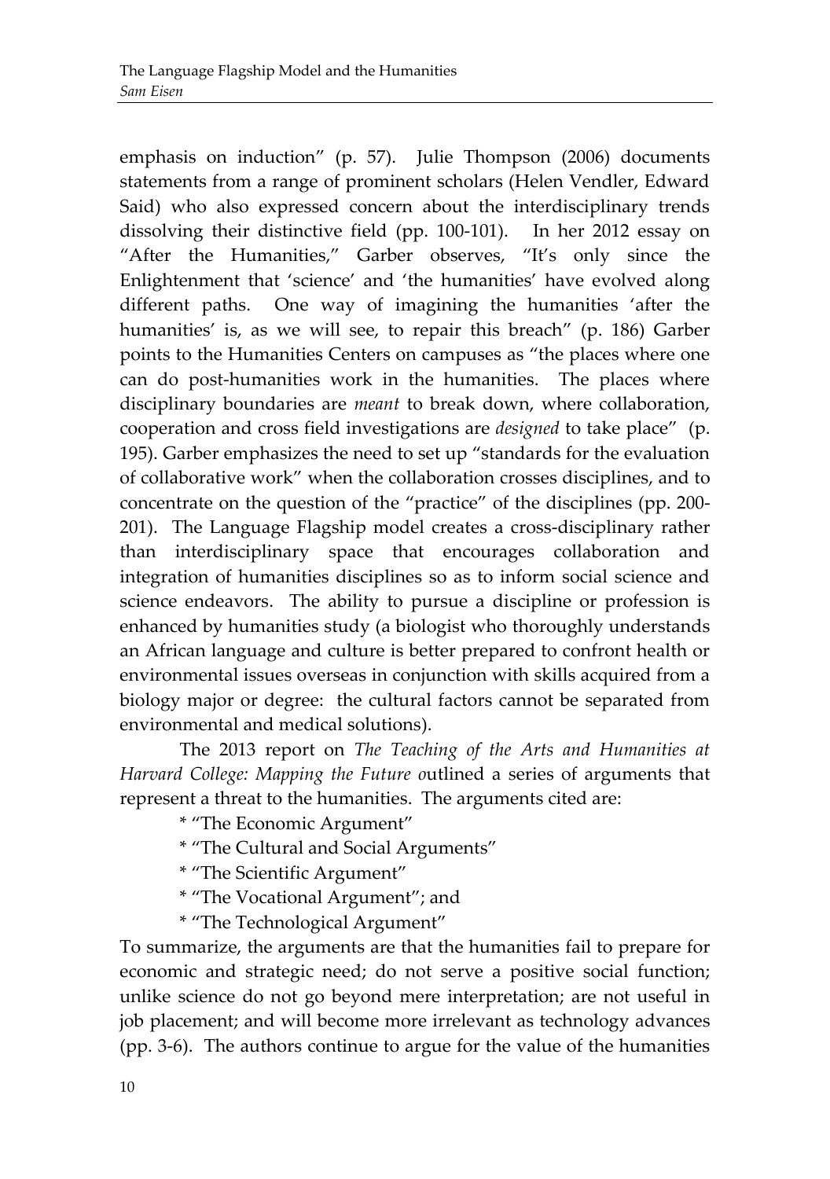emphasis on induction" (p. 57). Julie Thompson (2006) documents statements from a range of prominent scholars (Helen Vendler, Edward Said) who also expressed concern about the interdisciplinary trends dissolving their distinctive field (pp. 100-101). In her 2012 essay on "After the Humanities," Garber observes, "It's only since the Enlightenment that 'science' and 'the humanities' have evolved along different paths. One way of imagining the humanities 'after the humanities' is, as we will see, to repair this breach" (p. 186) Garber points to the Humanities Centers on campuses as "the places where one can do post-humanities work in the humanities. The places where disciplinary boundaries are *meant* to break down, where collaboration, cooperation and cross field investigations are *designed* to take place" (p. 195). Garber emphasizes the need to set up "standards for the evaluation of collaborative work" when the collaboration crosses disciplines, and to concentrate on the question of the "practice" of the disciplines (pp. 200-201). The Language Flagship model creates a cross-disciplinary rather than interdisciplinary space that encourages collaboration and integration of humanities disciplines so as to inform social science and science endeavors. The ability to pursue a discipline or profession is enhanced by humanities study (a biologist who thoroughly understands an African language and culture is better prepared to confront health or environmental issues overseas in conjunction with skills acquired from a biology major or degree: the cultural factors cannot be separated from environmental and medical solutions).

The 2013 report on *The Teaching of the Arts and Humanities at Harvard College: Mapping the Future o*utlined a series of arguments that represent a threat to the humanities. The arguments cited are:

* "The Economic Argument"
* "The Cultural and Social Arguments"
* "The Scientific Argument"
* "The Vocational Argument"; and
* "The Technological Argument"

To summarize, the arguments are that the humanities fail to prepare for economic and strategic need; do not serve a positive social function; unlike science do not go beyond mere interpretation; are not useful in job placement; and will become more irrelevant as technology advances (pp. 3-6). The authors continue to argue for the value of the humanities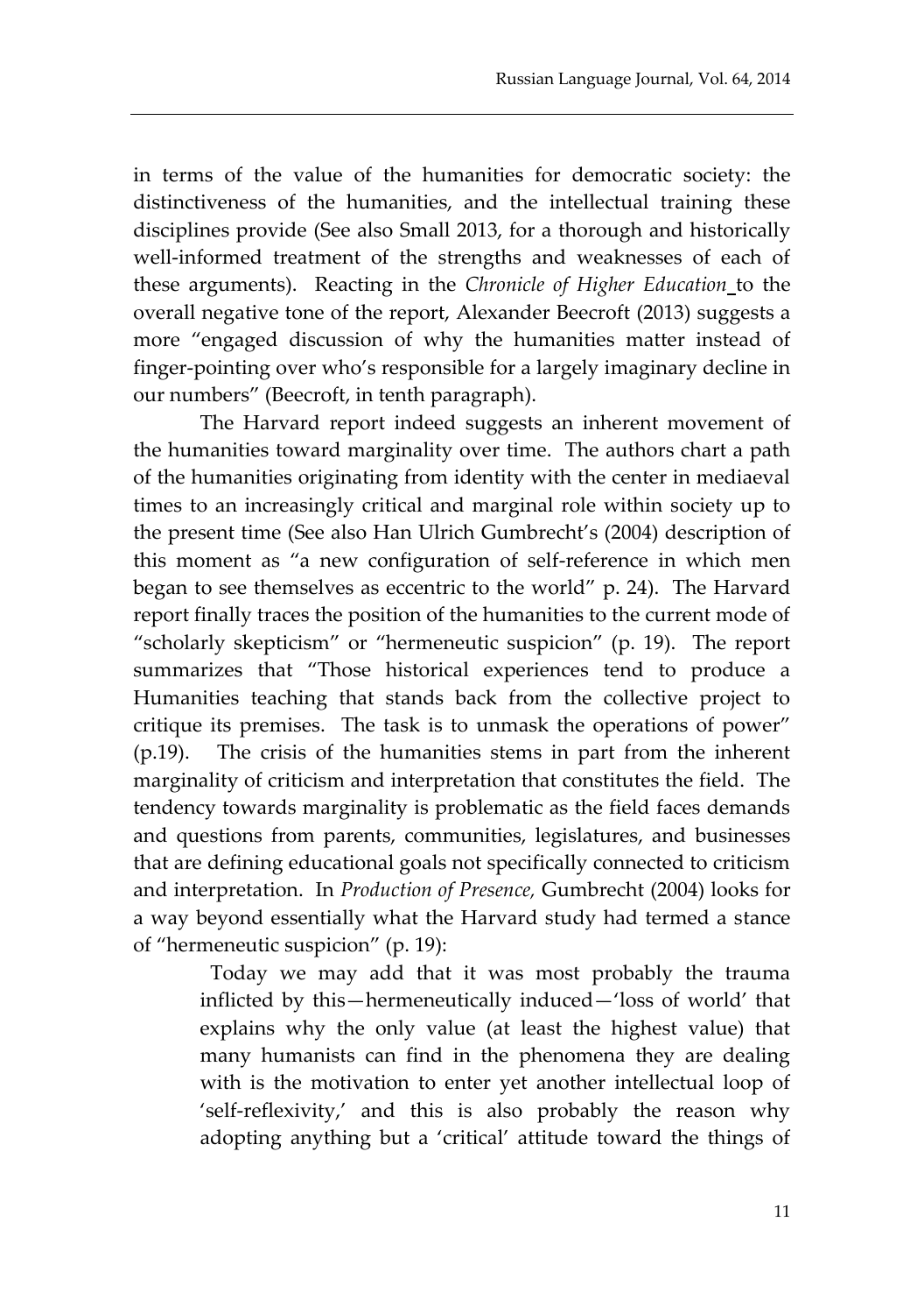in terms of the value of the humanities for democratic society: the distinctiveness of the humanities, and the intellectual training these disciplines provide (See also Small 2013, for a thorough and historically well-informed treatment of the strengths and weaknesses of each of these arguments). Reacting in the *Chronicle of Higher Education* to the overall negative tone of the report, Alexander Beecroft (2013) suggests a more "engaged discussion of why the humanities matter instead of finger-pointing over who's responsible for a largely imaginary decline in our numbers" (Beecroft, in tenth paragraph).

The Harvard report indeed suggests an inherent movement of the humanities toward marginality over time. The authors chart a path of the humanities originating from identity with the center in mediaeval times to an increasingly critical and marginal role within society up to the present time (See also Han Ulrich Gumbrecht's (2004) description of this moment as "a new configuration of self-reference in which men began to see themselves as eccentric to the world" p. 24). The Harvard report finally traces the position of the humanities to the current mode of "scholarly skepticism" or "hermeneutic suspicion" (p. 19). The report summarizes that "Those historical experiences tend to produce a Humanities teaching that stands back from the collective project to critique its premises. The task is to unmask the operations of power" (p.19). The crisis of the humanities stems in part from the inherent marginality of criticism and interpretation that constitutes the field. The tendency towards marginality is problematic as the field faces demands and questions from parents, communities, legislatures, and businesses that are defining educational goals not specifically connected to criticism and interpretation. In *Production of Presence,* Gumbrecht (2004) looks for a way beyond essentially what the Harvard study had termed a stance of "hermeneutic suspicion" (p. 19):

> Today we may add that it was most probably the trauma inflicted by this—hermeneutically induced—'loss of world' that explains why the only value (at least the highest value) that many humanists can find in the phenomena they are dealing with is the motivation to enter yet another intellectual loop of 'self-reflexivity,' and this is also probably the reason why adopting anything but a 'critical' attitude toward the things of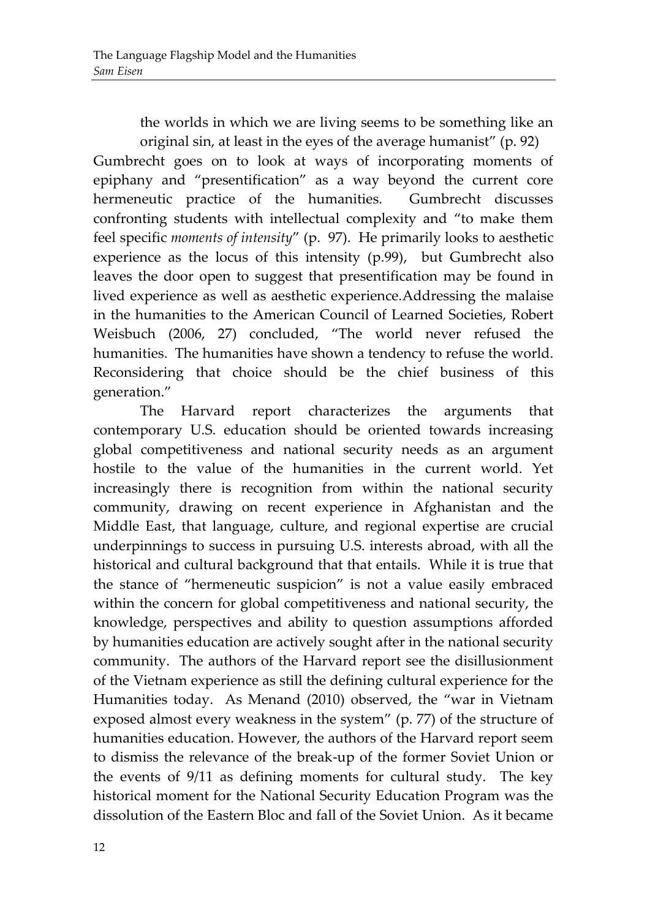the worlds in which we are living seems to be something like an original sin, at least in the eyes of the average humanist" (p. 92)

Gumbrecht goes on to look at ways of incorporating moments of epiphany and "presentification" as a way beyond the current core hermeneutic practice of the humanities. Gumbrecht discusses confronting students with intellectual complexity and "to make them feel specific *moments of intensity*" (p. 97). He primarily looks to aesthetic experience as the locus of this intensity (p.99), but Gumbrecht also leaves the door open to suggest that presentification may be found in lived experience as well as aesthetic experience.Addressing the malaise in the humanities to the American Council of Learned Societies, Robert Weisbuch (2006, 27) concluded, "The world never refused the humanities. The humanities have shown a tendency to refuse the world. Reconsidering that choice should be the chief business of this generation."

The Harvard report characterizes the arguments that contemporary U.S. education should be oriented towards increasing global competitiveness and national security needs as an argument hostile to the value of the humanities in the current world. Yet increasingly there is recognition from within the national security community, drawing on recent experience in Afghanistan and the Middle East, that language, culture, and regional expertise are crucial underpinnings to success in pursuing U.S. interests abroad, with all the historical and cultural background that that entails. While it is true that the stance of "hermeneutic suspicion" is not a value easily embraced within the concern for global competitiveness and national security, the knowledge, perspectives and ability to question assumptions afforded by humanities education are actively sought after in the national security community. The authors of the Harvard report see the disillusionment of the Vietnam experience as still the defining cultural experience for the Humanities today. As Menand (2010) observed, the "war in Vietnam exposed almost every weakness in the system" (p. 77) of the structure of humanities education. However, the authors of the Harvard report seem to dismiss the relevance of the break-up of the former Soviet Union or the events of 9/11 as defining moments for cultural study. The key historical moment for the National Security Education Program was the dissolution of the Eastern Bloc and fall of the Soviet Union. As it became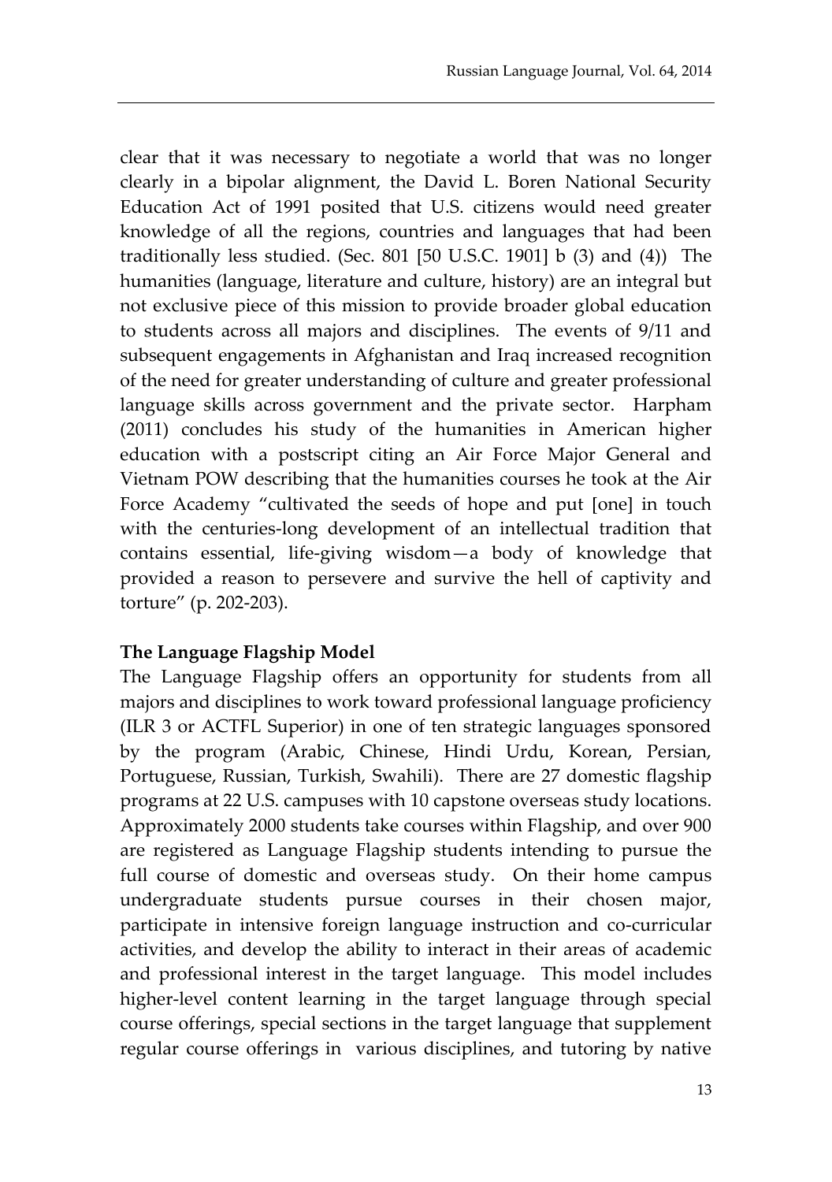clear that it was necessary to negotiate a world that was no longer clearly in a bipolar alignment, the David L. Boren National Security Education Act of 1991 posited that U.S. citizens would need greater knowledge of all the regions, countries and languages that had been traditionally less studied. (Sec. 801 [50 U.S.C. 1901] b (3) and (4)) The humanities (language, literature and culture, history) are an integral but not exclusive piece of this mission to provide broader global education to students across all majors and disciplines. The events of 9/11 and subsequent engagements in Afghanistan and Iraq increased recognition of the need for greater understanding of culture and greater professional language skills across government and the private sector. Harpham (2011) concludes his study of the humanities in American higher education with a postscript citing an Air Force Major General and Vietnam POW describing that the humanities courses he took at the Air Force Academy "cultivated the seeds of hope and put [one] in touch with the centuries-long development of an intellectual tradition that contains essential, life-giving wisdom—a body of knowledge that provided a reason to persevere and survive the hell of captivity and torture" (p. 202-203).

**The Language Flagship Model**

The Language Flagship offers an opportunity for students from all majors and disciplines to work toward professional language proficiency (ILR 3 or ACTFL Superior) in one of ten strategic languages sponsored by the program (Arabic, Chinese, Hindi Urdu, Korean, Persian, Portuguese, Russian, Turkish, Swahili). There are 27 domestic flagship programs at 22 U.S. campuses with 10 capstone overseas study locations. Approximately 2000 students take courses within Flagship, and over 900 are registered as Language Flagship students intending to pursue the full course of domestic and overseas study. On their home campus undergraduate students pursue courses in their chosen major, participate in intensive foreign language instruction and co-curricular activities, and develop the ability to interact in their areas of academic and professional interest in the target language. This model includes higher-level content learning in the target language through special course offerings, special sections in the target language that supplement regular course offerings in various disciplines, and tutoring by native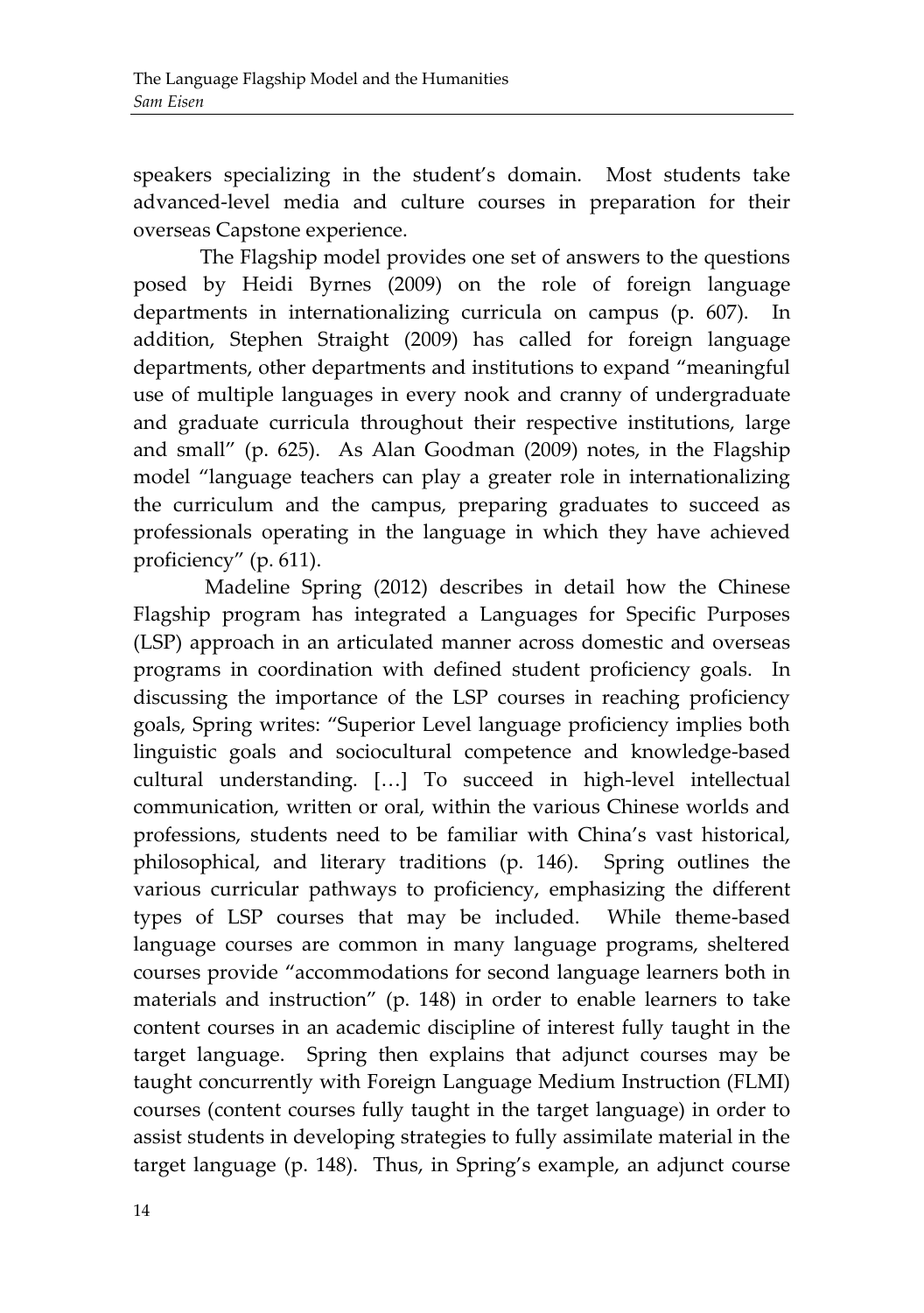speakers specializing in the student's domain. Most students take advanced-level media and culture courses in preparation for their overseas Capstone experience.

The Flagship model provides one set of answers to the questions posed by Heidi Byrnes (2009) on the role of foreign language departments in internationalizing curricula on campus (p. 607). In addition, Stephen Straight (2009) has called for foreign language departments, other departments and institutions to expand "meaningful use of multiple languages in every nook and cranny of undergraduate and graduate curricula throughout their respective institutions, large and small" (p. 625). As Alan Goodman (2009) notes, in the Flagship model "language teachers can play a greater role in internationalizing the curriculum and the campus, preparing graduates to succeed as professionals operating in the language in which they have achieved proficiency" (p. 611).

Madeline Spring (2012) describes in detail how the Chinese Flagship program has integrated a Languages for Specific Purposes (LSP) approach in an articulated manner across domestic and overseas programs in coordination with defined student proficiency goals. In discussing the importance of the LSP courses in reaching proficiency goals, Spring writes: "Superior Level language proficiency implies both linguistic goals and sociocultural competence and knowledge-based cultural understanding. […] To succeed in high-level intellectual communication, written or oral, within the various Chinese worlds and professions, students need to be familiar with China's vast historical, philosophical, and literary traditions (p. 146). Spring outlines the various curricular pathways to proficiency, emphasizing the different types of LSP courses that may be included. While theme-based language courses are common in many language programs, sheltered courses provide "accommodations for second language learners both in materials and instruction" (p. 148) in order to enable learners to take content courses in an academic discipline of interest fully taught in the target language. Spring then explains that adjunct courses may be taught concurrently with Foreign Language Medium Instruction (FLMI) courses (content courses fully taught in the target language) in order to assist students in developing strategies to fully assimilate material in the target language (p. 148). Thus, in Spring's example, an adjunct course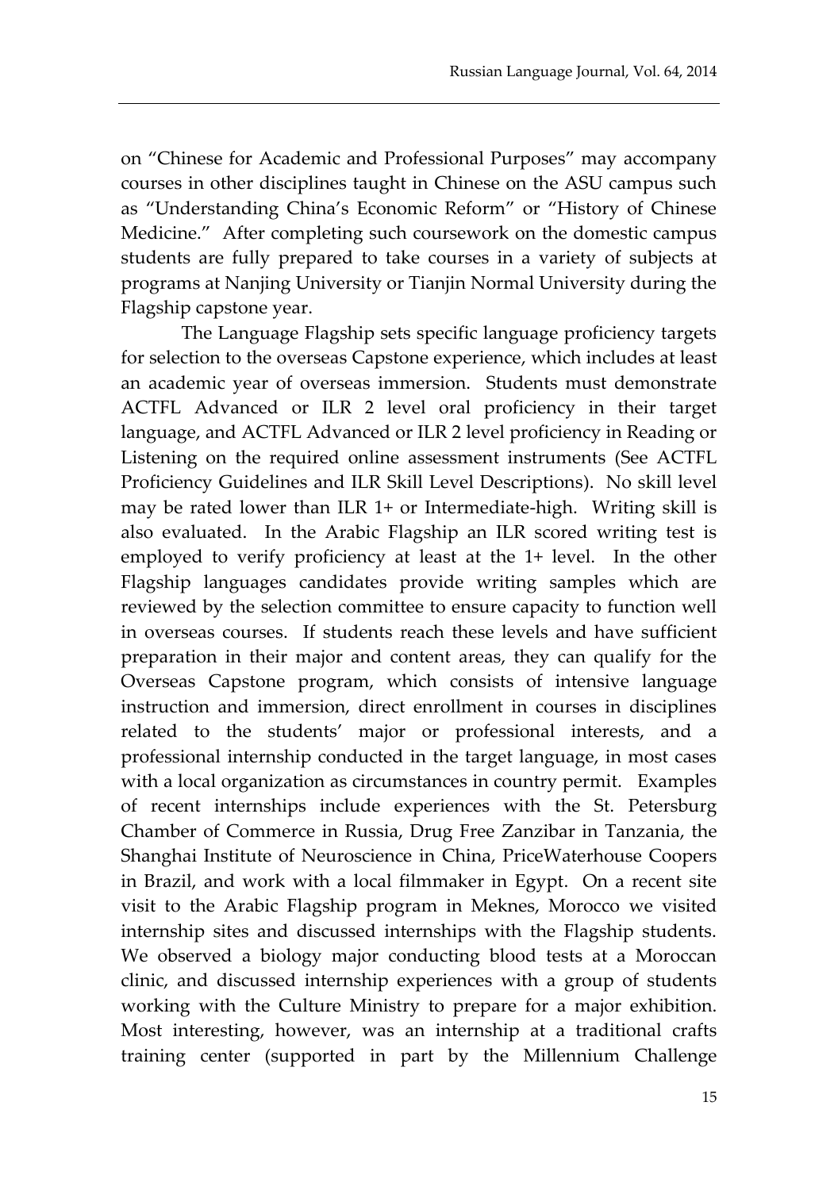on "Chinese for Academic and Professional Purposes" may accompany courses in other disciplines taught in Chinese on the ASU campus such as "Understanding China's Economic Reform" or "History of Chinese Medicine." After completing such coursework on the domestic campus students are fully prepared to take courses in a variety of subjects at programs at Nanjing University or Tianjin Normal University during the Flagship capstone year.

The Language Flagship sets specific language proficiency targets for selection to the overseas Capstone experience, which includes at least an academic year of overseas immersion. Students must demonstrate ACTFL Advanced or ILR 2 level oral proficiency in their target language, and ACTFL Advanced or ILR 2 level proficiency in Reading or Listening on the required online assessment instruments (See ACTFL Proficiency Guidelines and ILR Skill Level Descriptions). No skill level may be rated lower than ILR 1+ or Intermediate-high. Writing skill is also evaluated. In the Arabic Flagship an ILR scored writing test is employed to verify proficiency at least at the 1+ level. In the other Flagship languages candidates provide writing samples which are reviewed by the selection committee to ensure capacity to function well in overseas courses. If students reach these levels and have sufficient preparation in their major and content areas, they can qualify for the Overseas Capstone program, which consists of intensive language instruction and immersion, direct enrollment in courses in disciplines related to the students' major or professional interests, and a professional internship conducted in the target language, in most cases with a local organization as circumstances in country permit. Examples of recent internships include experiences with the St. Petersburg Chamber of Commerce in Russia, Drug Free Zanzibar in Tanzania, the Shanghai Institute of Neuroscience in China, PriceWaterhouse Coopers in Brazil, and work with a local filmmaker in Egypt. On a recent site visit to the Arabic Flagship program in Meknes, Morocco we visited internship sites and discussed internships with the Flagship students. We observed a biology major conducting blood tests at a Moroccan clinic, and discussed internship experiences with a group of students working with the Culture Ministry to prepare for a major exhibition. Most interesting, however, was an internship at a traditional crafts training center (supported in part by the Millennium Challenge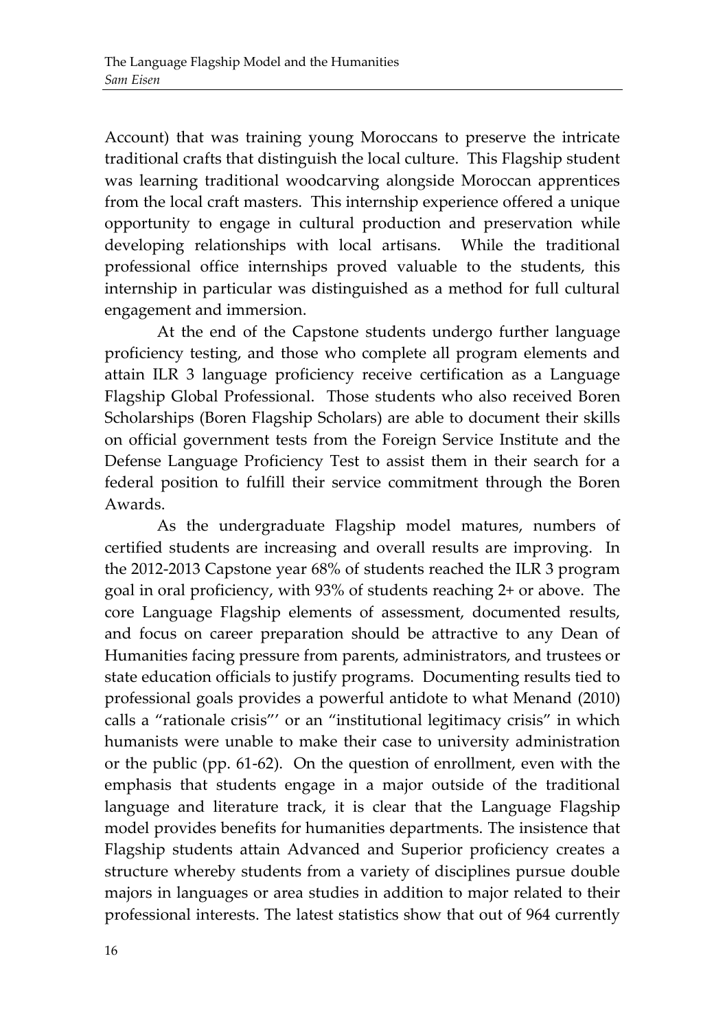Account) that was training young Moroccans to preserve the intricate traditional crafts that distinguish the local culture. This Flagship student was learning traditional woodcarving alongside Moroccan apprentices from the local craft masters. This internship experience offered a unique opportunity to engage in cultural production and preservation while developing relationships with local artisans. While the traditional professional office internships proved valuable to the students, this internship in particular was distinguished as a method for full cultural engagement and immersion.

At the end of the Capstone students undergo further language proficiency testing, and those who complete all program elements and attain ILR 3 language proficiency receive certification as a Language Flagship Global Professional. Those students who also received Boren Scholarships (Boren Flagship Scholars) are able to document their skills on official government tests from the Foreign Service Institute and the Defense Language Proficiency Test to assist them in their search for a federal position to fulfill their service commitment through the Boren Awards.

As the undergraduate Flagship model matures, numbers of certified students are increasing and overall results are improving. In the 2012-2013 Capstone year 68% of students reached the ILR 3 program goal in oral proficiency, with 93% of students reaching 2+ or above. The core Language Flagship elements of assessment, documented results, and focus on career preparation should be attractive to any Dean of Humanities facing pressure from parents, administrators, and trustees or state education officials to justify programs. Documenting results tied to professional goals provides a powerful antidote to what Menand (2010) calls a "rationale crisis"' or an "institutional legitimacy crisis" in which humanists were unable to make their case to university administration or the public (pp. 61-62). On the question of enrollment, even with the emphasis that students engage in a major outside of the traditional language and literature track, it is clear that the Language Flagship model provides benefits for humanities departments. The insistence that Flagship students attain Advanced and Superior proficiency creates a structure whereby students from a variety of disciplines pursue double majors in languages or area studies in addition to major related to their professional interests. The latest statistics show that out of 964 currently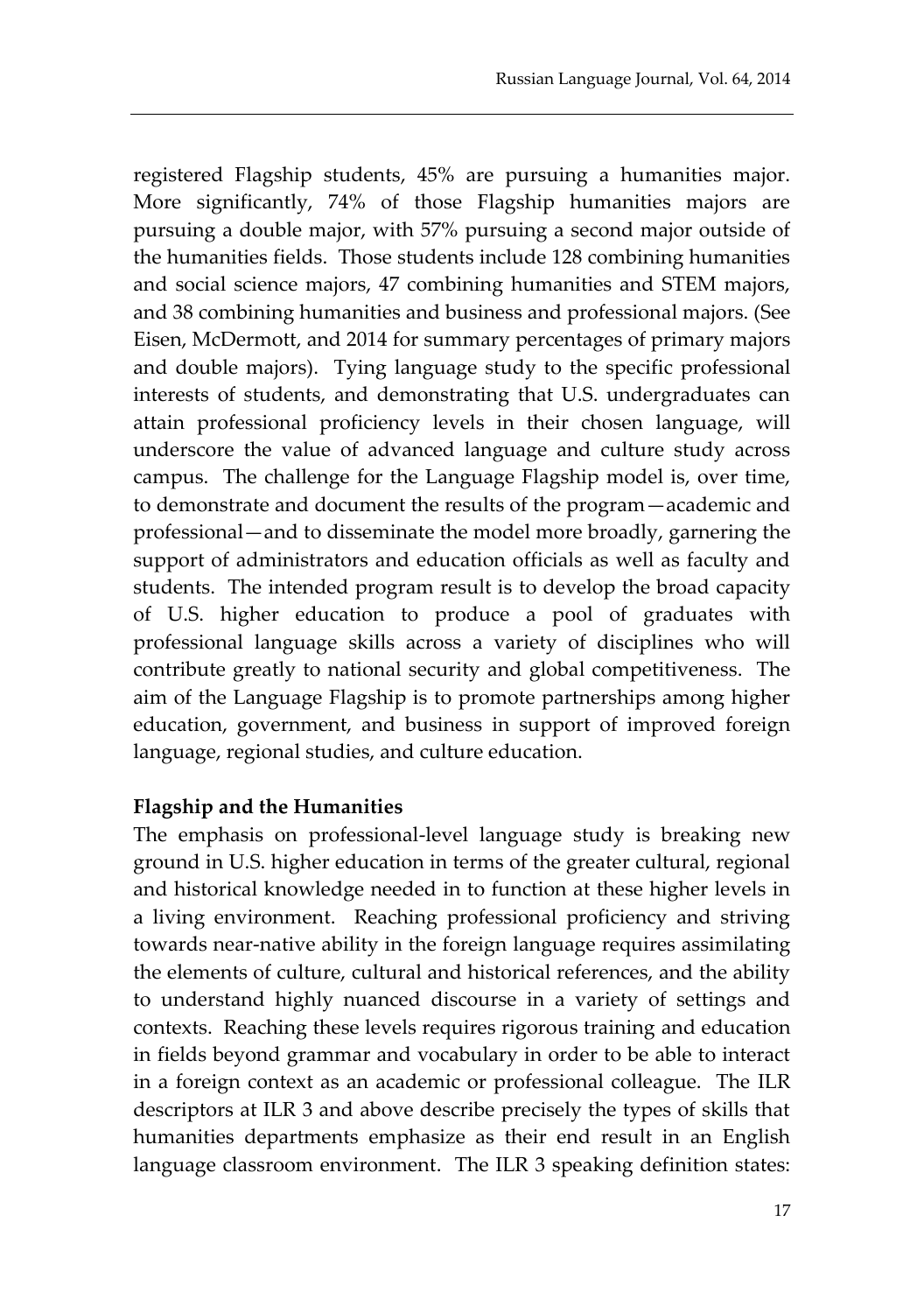registered Flagship students, 45% are pursuing a humanities major. More significantly, 74% of those Flagship humanities majors are pursuing a double major, with 57% pursuing a second major outside of the humanities fields. Those students include 128 combining humanities and social science majors, 47 combining humanities and STEM majors, and 38 combining humanities and business and professional majors. (See Eisen, McDermott, and 2014 for summary percentages of primary majors and double majors). Tying language study to the specific professional interests of students, and demonstrating that U.S. undergraduates can attain professional proficiency levels in their chosen language, will underscore the value of advanced language and culture study across campus. The challenge for the Language Flagship model is, over time, to demonstrate and document the results of the program—academic and professional—and to disseminate the model more broadly, garnering the support of administrators and education officials as well as faculty and students. The intended program result is to develop the broad capacity of U.S. higher education to produce a pool of graduates with professional language skills across a variety of disciplines who will contribute greatly to national security and global competitiveness. The aim of the Language Flagship is to promote partnerships among higher education, government, and business in support of improved foreign language, regional studies, and culture education.

**Flagship and the Humanities**

The emphasis on professional-level language study is breaking new ground in U.S. higher education in terms of the greater cultural, regional and historical knowledge needed in to function at these higher levels in a living environment. Reaching professional proficiency and striving towards near-native ability in the foreign language requires assimilating the elements of culture, cultural and historical references, and the ability to understand highly nuanced discourse in a variety of settings and contexts. Reaching these levels requires rigorous training and education in fields beyond grammar and vocabulary in order to be able to interact in a foreign context as an academic or professional colleague. The ILR descriptors at ILR 3 and above describe precisely the types of skills that humanities departments emphasize as their end result in an English language classroom environment. The ILR 3 speaking definition states: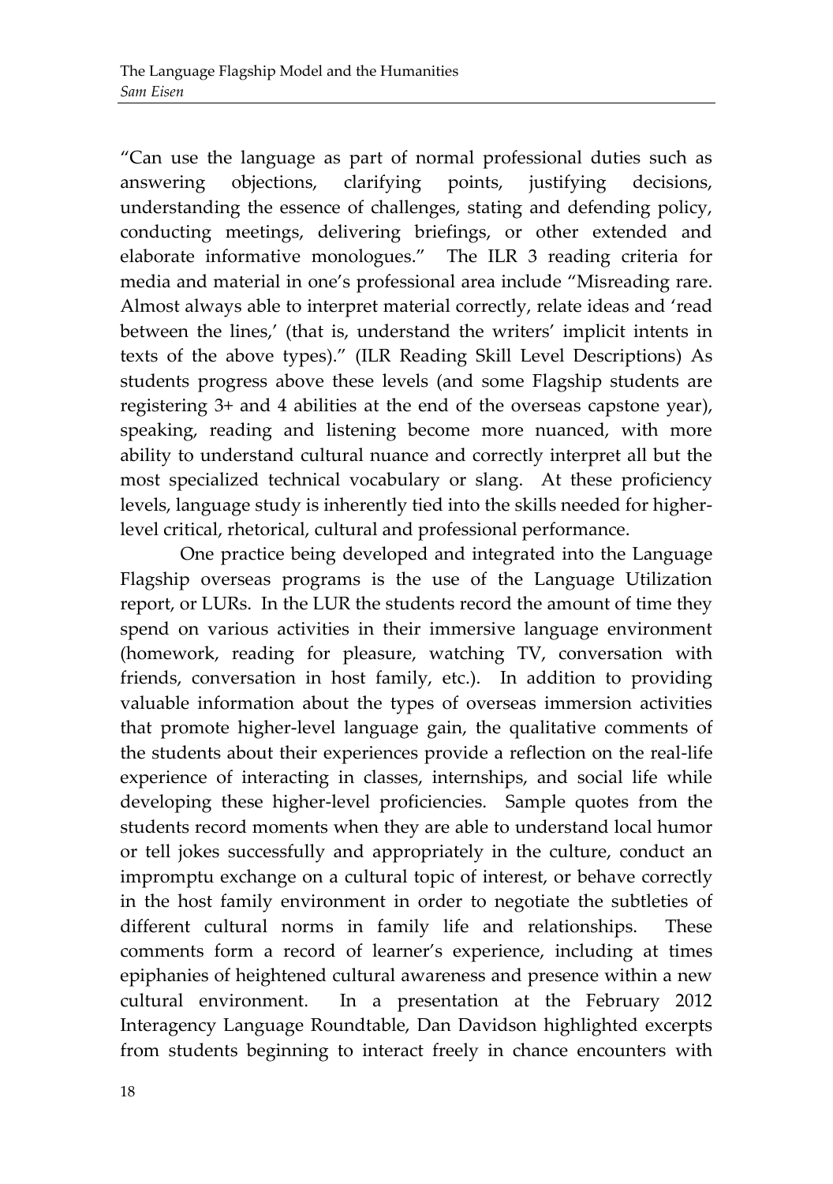"Can use the language as part of normal professional duties such as answering objections, clarifying points, justifying decisions, understanding the essence of challenges, stating and defending policy, conducting meetings, delivering briefings, or other extended and elaborate informative monologues." The ILR 3 reading criteria for media and material in one's professional area include "Misreading rare. Almost always able to interpret material correctly, relate ideas and 'read between the lines,' (that is, understand the writers' implicit intents in texts of the above types)." (ILR Reading Skill Level Descriptions) As students progress above these levels (and some Flagship students are registering 3+ and 4 abilities at the end of the overseas capstone year), speaking, reading and listening become more nuanced, with more ability to understand cultural nuance and correctly interpret all but the most specialized technical vocabulary or slang. At these proficiency levels, language study is inherently tied into the skills needed for higher-level critical, rhetorical, cultural and professional performance.

One practice being developed and integrated into the Language Flagship overseas programs is the use of the Language Utilization report, or LURs. In the LUR the students record the amount of time they spend on various activities in their immersive language environment (homework, reading for pleasure, watching TV, conversation with friends, conversation in host family, etc.). In addition to providing valuable information about the types of overseas immersion activities that promote higher-level language gain, the qualitative comments of the students about their experiences provide a reflection on the real-life experience of interacting in classes, internships, and social life while developing these higher-level proficiencies. Sample quotes from the students record moments when they are able to understand local humor or tell jokes successfully and appropriately in the culture, conduct an impromptu exchange on a cultural topic of interest, or behave correctly in the host family environment in order to negotiate the subtleties of different cultural norms in family life and relationships. These comments form a record of learner's experience, including at times epiphanies of heightened cultural awareness and presence within a new cultural environment. In a presentation at the February 2012 Interagency Language Roundtable, Dan Davidson highlighted excerpts from students beginning to interact freely in chance encounters with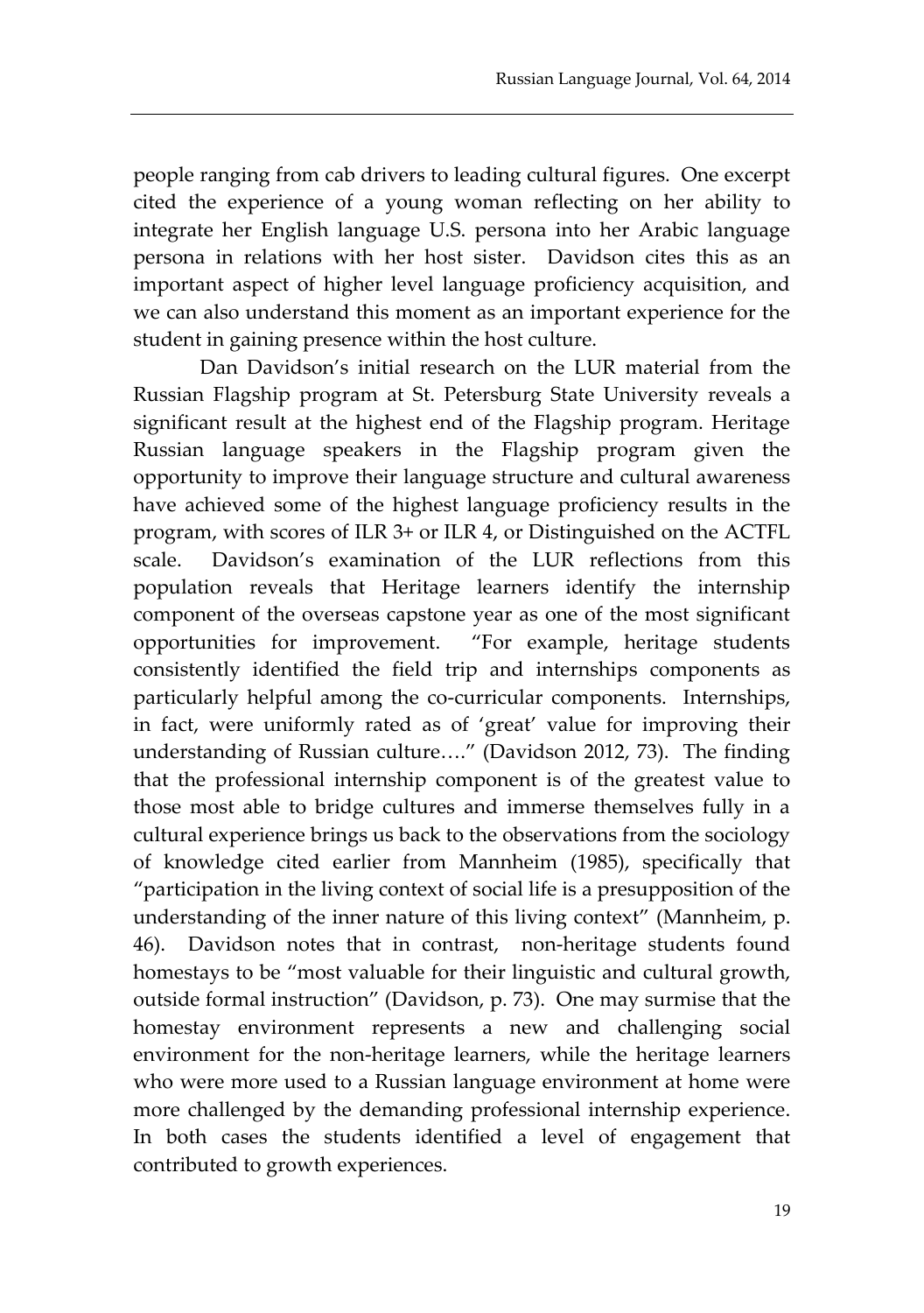people ranging from cab drivers to leading cultural figures. One excerpt cited the experience of a young woman reflecting on her ability to integrate her English language U.S. persona into her Arabic language persona in relations with her host sister. Davidson cites this as an important aspect of higher level language proficiency acquisition, and we can also understand this moment as an important experience for the student in gaining presence within the host culture.

Dan Davidson's initial research on the LUR material from the Russian Flagship program at St. Petersburg State University reveals a significant result at the highest end of the Flagship program. Heritage Russian language speakers in the Flagship program given the opportunity to improve their language structure and cultural awareness have achieved some of the highest language proficiency results in the program, with scores of ILR 3+ or ILR 4, or Distinguished on the ACTFL scale. Davidson's examination of the LUR reflections from this population reveals that Heritage learners identify the internship component of the overseas capstone year as one of the most significant opportunities for improvement. "For example, heritage students consistently identified the field trip and internships components as particularly helpful among the co-curricular components. Internships, in fact, were uniformly rated as of 'great' value for improving their understanding of Russian culture…." (Davidson 2012, 73). The finding that the professional internship component is of the greatest value to those most able to bridge cultures and immerse themselves fully in a cultural experience brings us back to the observations from the sociology of knowledge cited earlier from Mannheim (1985), specifically that "participation in the living context of social life is a presupposition of the understanding of the inner nature of this living context" (Mannheim, p. 46). Davidson notes that in contrast, non-heritage students found homestays to be "most valuable for their linguistic and cultural growth, outside formal instruction" (Davidson, p. 73). One may surmise that the homestay environment represents a new and challenging social environment for the non-heritage learners, while the heritage learners who were more used to a Russian language environment at home were more challenged by the demanding professional internship experience. In both cases the students identified a level of engagement that contributed to growth experiences.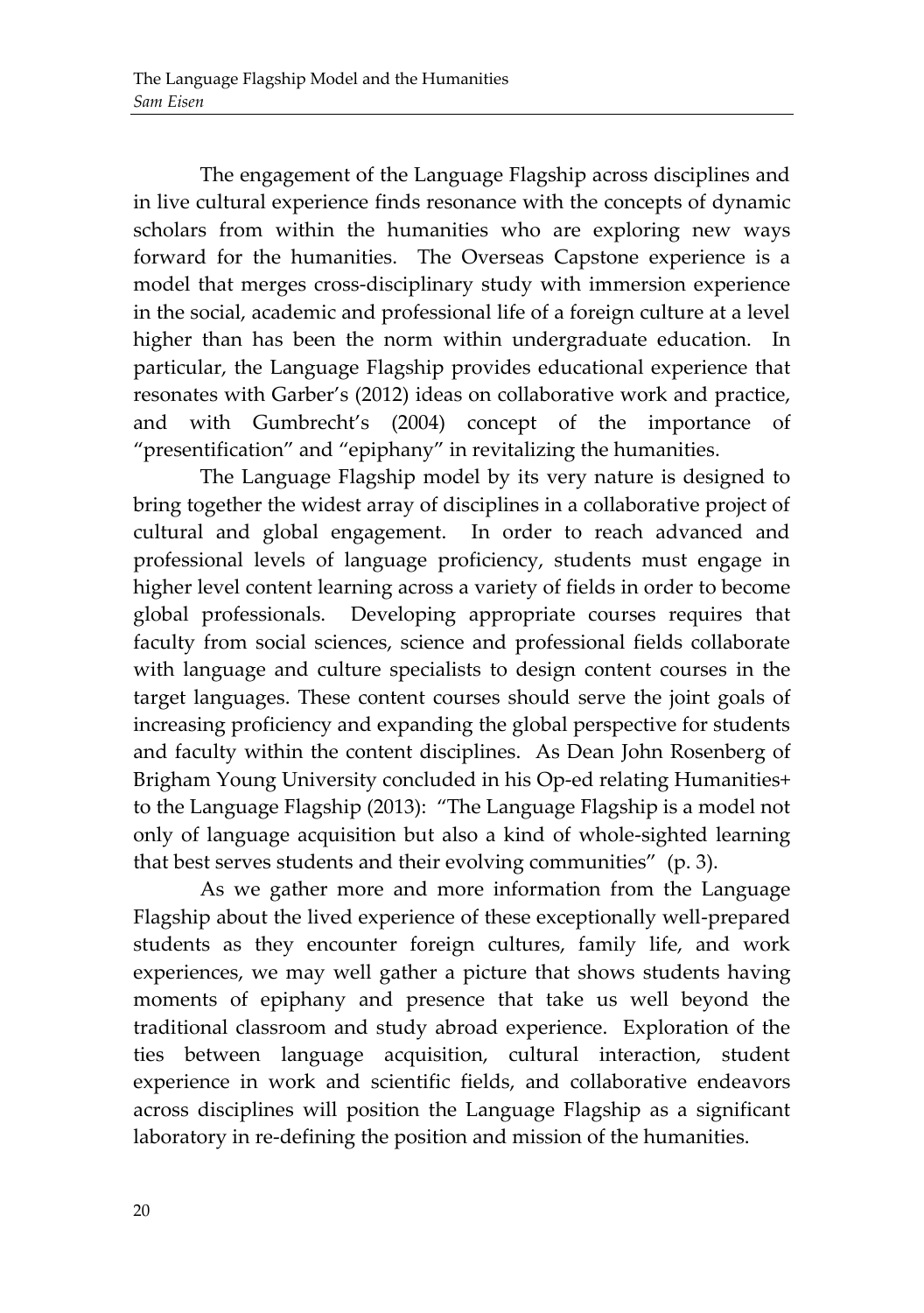The engagement of the Language Flagship across disciplines and in live cultural experience finds resonance with the concepts of dynamic scholars from within the humanities who are exploring new ways forward for the humanities. The Overseas Capstone experience is a model that merges cross-disciplinary study with immersion experience in the social, academic and professional life of a foreign culture at a level higher than has been the norm within undergraduate education. In particular, the Language Flagship provides educational experience that resonates with Garber's (2012) ideas on collaborative work and practice, and with Gumbrecht's (2004) concept of the importance of "presentification" and "epiphany" in revitalizing the humanities.

The Language Flagship model by its very nature is designed to bring together the widest array of disciplines in a collaborative project of cultural and global engagement. In order to reach advanced and professional levels of language proficiency, students must engage in higher level content learning across a variety of fields in order to become global professionals. Developing appropriate courses requires that faculty from social sciences, science and professional fields collaborate with language and culture specialists to design content courses in the target languages. These content courses should serve the joint goals of increasing proficiency and expanding the global perspective for students and faculty within the content disciplines. As Dean John Rosenberg of Brigham Young University concluded in his Op-ed relating Humanities+ to the Language Flagship (2013): "The Language Flagship is a model not only of language acquisition but also a kind of whole-sighted learning that best serves students and their evolving communities" (p. 3).

As we gather more and more information from the Language Flagship about the lived experience of these exceptionally well-prepared students as they encounter foreign cultures, family life, and work experiences, we may well gather a picture that shows students having moments of epiphany and presence that take us well beyond the traditional classroom and study abroad experience. Exploration of the ties between language acquisition, cultural interaction, student experience in work and scientific fields, and collaborative endeavors across disciplines will position the Language Flagship as a significant laboratory in re-defining the position and mission of the humanities.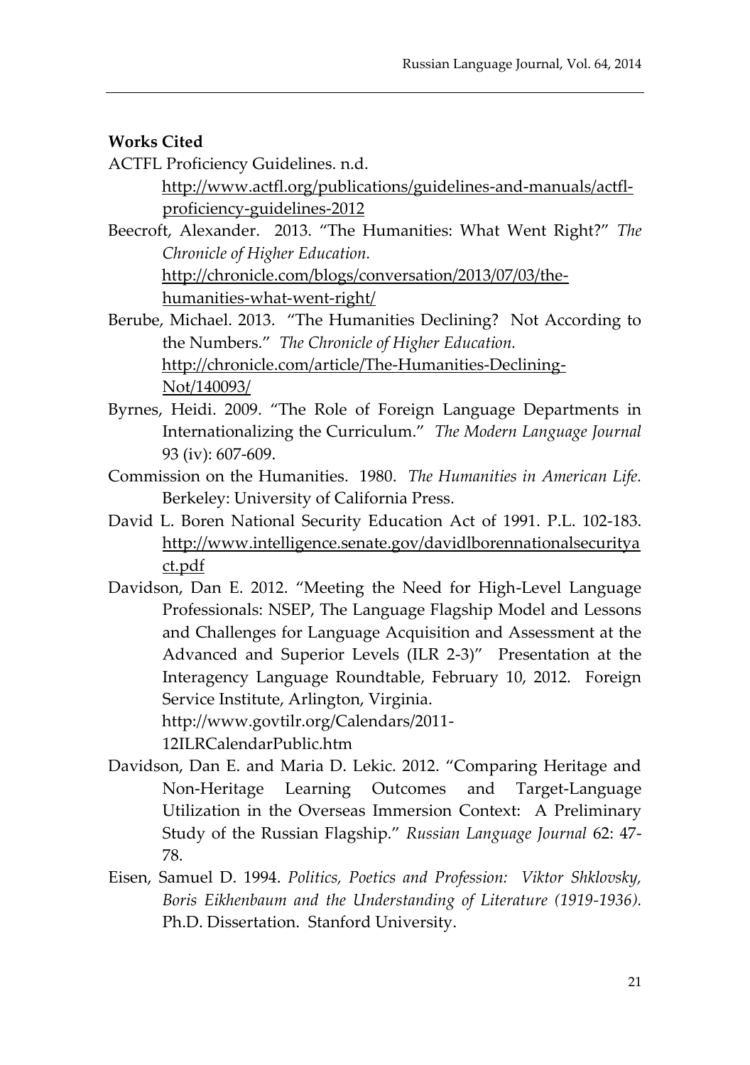**Works Cited**

ACTFL Proficiency Guidelines. n.d. http://www.actfl.org/publications/guidelines-and-manuals/actfl-proficiency-guidelines-2012

Beecroft, Alexander. 2013. "The Humanities: What Went Right?" *The Chronicle of Higher Education.* http://chronicle.com/blogs/conversation/2013/07/03/the-humanities-what-went-right/

Berube, Michael. 2013. "The Humanities Declining? Not According to the Numbers." *The Chronicle of Higher Education.* http://chronicle.com/article/The-Humanities-Declining-Not/140093/

Byrnes, Heidi. 2009. "The Role of Foreign Language Departments in Internationalizing the Curriculum." *The Modern Language Journal* 93 (iv): 607-609.

Commission on the Humanities. 1980. *The Humanities in American Life.* Berkeley: University of California Press.

David L. Boren National Security Education Act of 1991. P.L. 102-183. http://www.intelligence.senate.gov/davidlborennationalsecurityact.pdf

Davidson, Dan E. 2012. "Meeting the Need for High-Level Language Professionals: NSEP, The Language Flagship Model and Lessons and Challenges for Language Acquisition and Assessment at the Advanced and Superior Levels (ILR 2-3)" Presentation at the Interagency Language Roundtable, February 10, 2012. Foreign Service Institute, Arlington, Virginia. http://www.govtilr.org/Calendars/2011-12ILRCalendarPublic.htm

Davidson, Dan E. and Maria D. Lekic. 2012. "Comparing Heritage and Non-Heritage Learning Outcomes and Target-Language Utilization in the Overseas Immersion Context: A Preliminary Study of the Russian Flagship." *Russian Language Journal* 62: 47-78.

Eisen, Samuel D. 1994. *Politics, Poetics and Profession: Viktor Shklovsky, Boris Eikhenbaum and the Understanding of Literature (1919-1936).* Ph.D. Dissertation. Stanford University.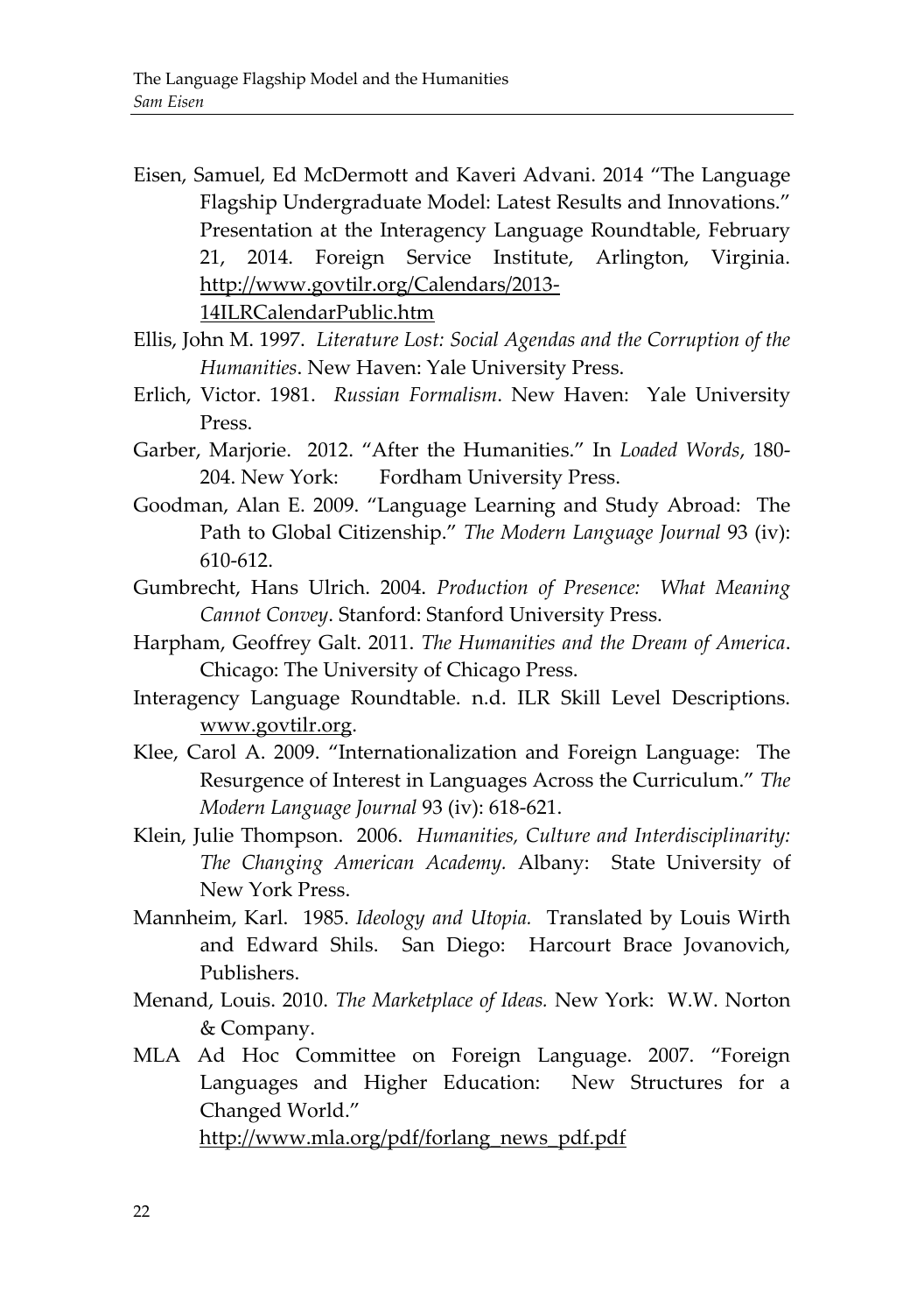Eisen, Samuel, Ed McDermott and Kaveri Advani. 2014 "The Language Flagship Undergraduate Model: Latest Results and Innovations." Presentation at the Interagency Language Roundtable, February 21, 2014. Foreign Service Institute, Arlington, Virginia. http://www.govtilr.org/Calendars/2013-14ILRCalendarPublic.htm

Ellis, John M. 1997. *Literature Lost: Social Agendas and the Corruption of the Humanities*. New Haven: Yale University Press.

Erlich, Victor. 1981. *Russian Formalism*. New Haven: Yale University Press.

Garber, Marjorie. 2012. "After the Humanities." In *Loaded Words*, 180-204. New York: Fordham University Press.

Goodman, Alan E. 2009. "Language Learning and Study Abroad: The Path to Global Citizenship." *The Modern Language Journal* 93 (iv): 610-612.

Gumbrecht, Hans Ulrich. 2004. *Production of Presence: What Meaning Cannot Convey*. Stanford: Stanford University Press.

Harpham, Geoffrey Galt. 2011. *The Humanities and the Dream of America*. Chicago: The University of Chicago Press.

Interagency Language Roundtable. n.d. ILR Skill Level Descriptions. www.govtilr.org.

Klee, Carol A. 2009. "Internationalization and Foreign Language: The Resurgence of Interest in Languages Across the Curriculum." *The Modern Language Journal* 93 (iv): 618-621.

Klein, Julie Thompson. 2006. *Humanities, Culture and Interdisciplinarity: The Changing American Academy.* Albany: State University of New York Press.

Mannheim, Karl. 1985. *Ideology and Utopia.* Translated by Louis Wirth and Edward Shils. San Diego: Harcourt Brace Jovanovich, Publishers.

Menand, Louis. 2010. *The Marketplace of Ideas.* New York: W.W. Norton & Company.

MLA Ad Hoc Committee on Foreign Language. 2007. "Foreign Languages and Higher Education: New Structures for a Changed World." http://www.mla.org/pdf/forlang_news_pdf.pdf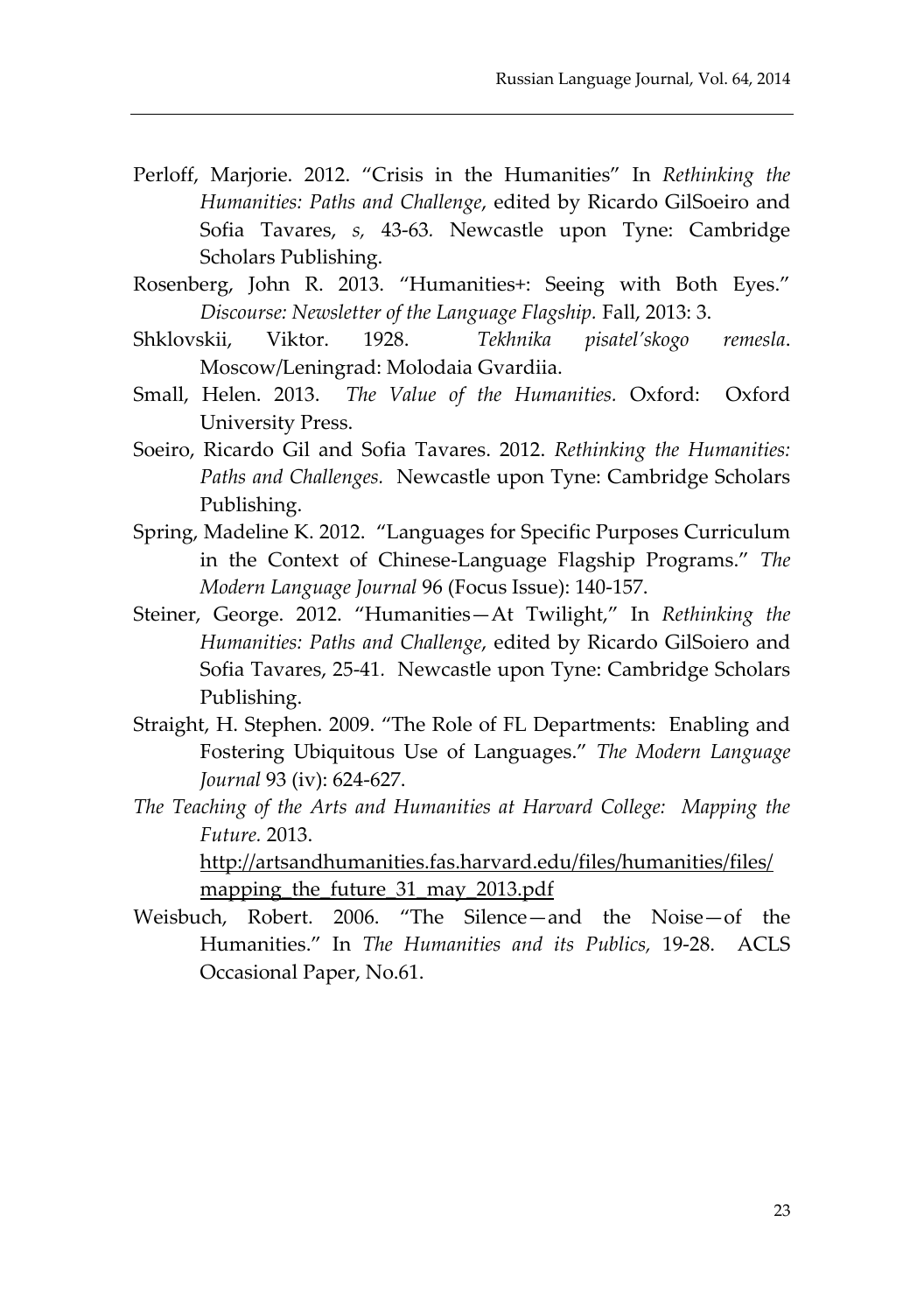Perloff, Marjorie. 2012. "Crisis in the Humanities" In *Rethinking the Humanities: Paths and Challenge*, edited by Ricardo GilSoeiro and Sofia Tavares, *s,* 43-63. Newcastle upon Tyne: Cambridge Scholars Publishing.

Rosenberg, John R. 2013. "Humanities+: Seeing with Both Eyes." *Discourse: Newsletter of the Language Flagship.* Fall, 2013: 3.

Shklovskii, Viktor. 1928. *Tekhnika pisatel'skogo remesla*. Moscow/Leningrad: Molodaia Gvardiia.

Small, Helen. 2013. *The Value of the Humanities.* Oxford: Oxford University Press.

Soeiro, Ricardo Gil and Sofia Tavares. 2012. *Rethinking the Humanities: Paths and Challenges.* Newcastle upon Tyne: Cambridge Scholars Publishing.

Spring, Madeline K. 2012. "Languages for Specific Purposes Curriculum in the Context of Chinese-Language Flagship Programs." *The Modern Language Journal* 96 (Focus Issue): 140-157.

Steiner, George. 2012. "Humanities—At Twilight," In *Rethinking the Humanities: Paths and Challenge*, edited by Ricardo GilSoiero and Sofia Tavares, 25-41. Newcastle upon Tyne: Cambridge Scholars Publishing.

Straight, H. Stephen. 2009. "The Role of FL Departments: Enabling and Fostering Ubiquitous Use of Languages." *The Modern Language Journal* 93 (iv): 624-627.

*The Teaching of the Arts and Humanities at Harvard College: Mapping the Future.* 2013. http://artsandhumanities.fas.harvard.edu/files/humanities/files/mapping_the_future_31_may_2013.pdf

Weisbuch, Robert. 2006. "The Silence—and the Noise—of the Humanities." In *The Humanities and its Publics,* 19-28. ACLS Occasional Paper, No.61.